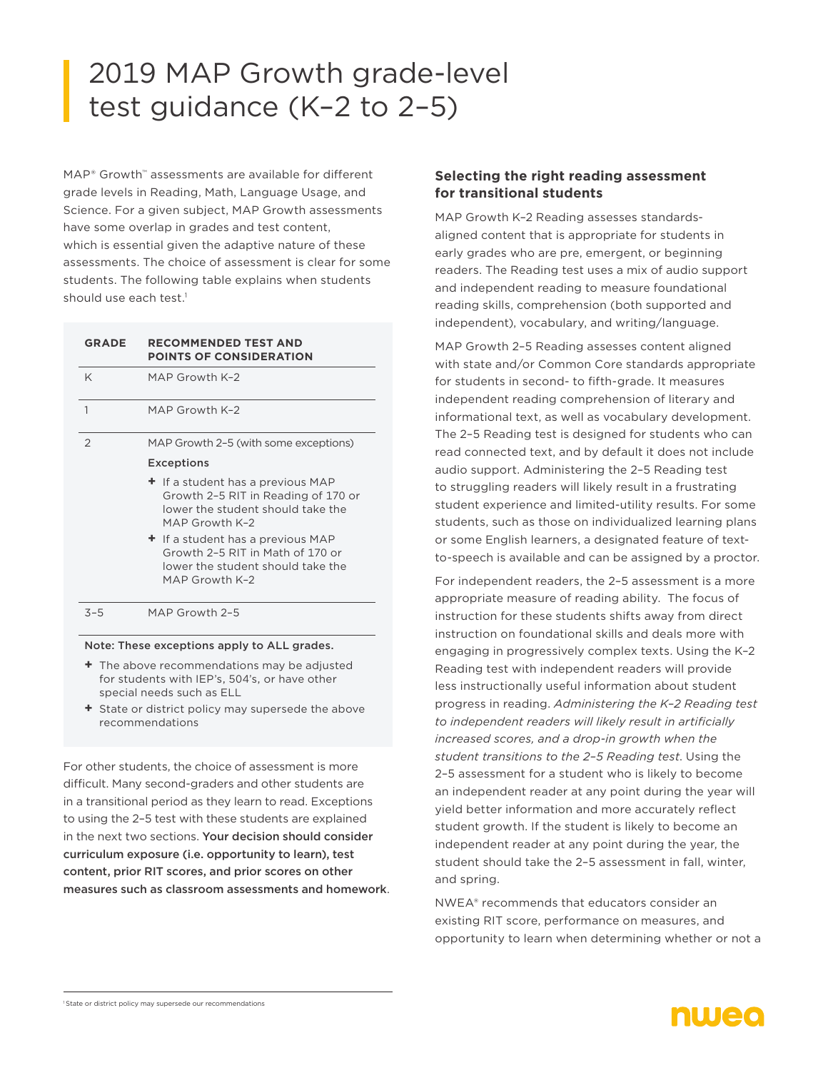# 2019 MAP Growth grade-level test guidance (K–2 to 2–5)

MAP® Growth™ assessments are available for different grade levels in Reading, Math, Language Usage, and Science. For a given subject, MAP Growth assessments have some overlap in grades and test content, which is essential given the adaptive nature of these assessments. The choice of assessment is clear for some students. The following table explains when students should use each test.[1]

| GRADE | RECOMMENDED TEST AND POINTS OF CONSIDERATION |
|---|---|
| K | MAP Growth K–2 |
| 1 | MAP Growth K–2 |
| 2 | MAP Growth 2–5 (with some exceptions)<br>**Exceptions**<br>+ If a student has a previous MAP Growth 2–5 RIT in Reading of 170 or lower the student should take the MAP Growth K–2<br>+ If a student has a previous MAP Growth 2–5 RIT in Math of 170 or lower the student should take the MAP Growth K–2 |
| 3–5 | MAP Growth 2–5 |

**Note: These exceptions apply to ALL grades.**

- The above recommendations may be adjusted for students with IEP's, 504's, or have other special needs such as ELL
- State or district policy may supersede the above recommendations

For other students, the choice of assessment is more difficult. Many second-graders and other students are in a transitional period as they learn to read. Exceptions to using the 2–5 test with these students are explained in the next two sections. **Your decision should consider curriculum exposure (i.e. opportunity to learn), test content, prior RIT scores, and prior scores on other measures such as classroom assessments and homework**.

### Selecting the right reading assessment for transitional students

MAP Growth K–2 Reading assesses standards-aligned content that is appropriate for students in early grades who are pre, emergent, or beginning readers. The Reading test uses a mix of audio support and independent reading to measure foundational reading skills, comprehension (both supported and independent), vocabulary, and writing/language.

MAP Growth 2–5 Reading assesses content aligned with state and/or Common Core standards appropriate for students in second- to fifth-grade. It measures independent reading comprehension of literary and informational text, as well as vocabulary development. The 2–5 Reading test is designed for students who can read connected text, and by default it does not include audio support. Administering the 2–5 Reading test to struggling readers will likely result in a frustrating student experience and limited-utility results. For some students, such as those on individualized learning plans or some English learners, a designated feature of text-to-speech is available and can be assigned by a proctor.

For independent readers, the 2–5 assessment is a more appropriate measure of reading ability. The focus of instruction for these students shifts away from direct instruction on foundational skills and deals more with engaging in progressively complex texts. Using the K–2 Reading test with independent readers will provide less instructionally useful information about student progress in reading. *Administering the K–2 Reading test to independent readers will likely result in artificially increased scores, and a drop-in growth when the student transitions to the 2–5 Reading test.* Using the 2–5 assessment for a student who is likely to become an independent reader at any point during the year will yield better information and more accurately reflect student growth. If the student is likely to become an independent reader at any point during the year, the student should take the 2–5 assessment in fall, winter, and spring.

NWEA® recommends that educators consider an existing RIT score, performance on measures, and opportunity to learn when determining whether or not a

[1] State or district policy may supersede our recommendations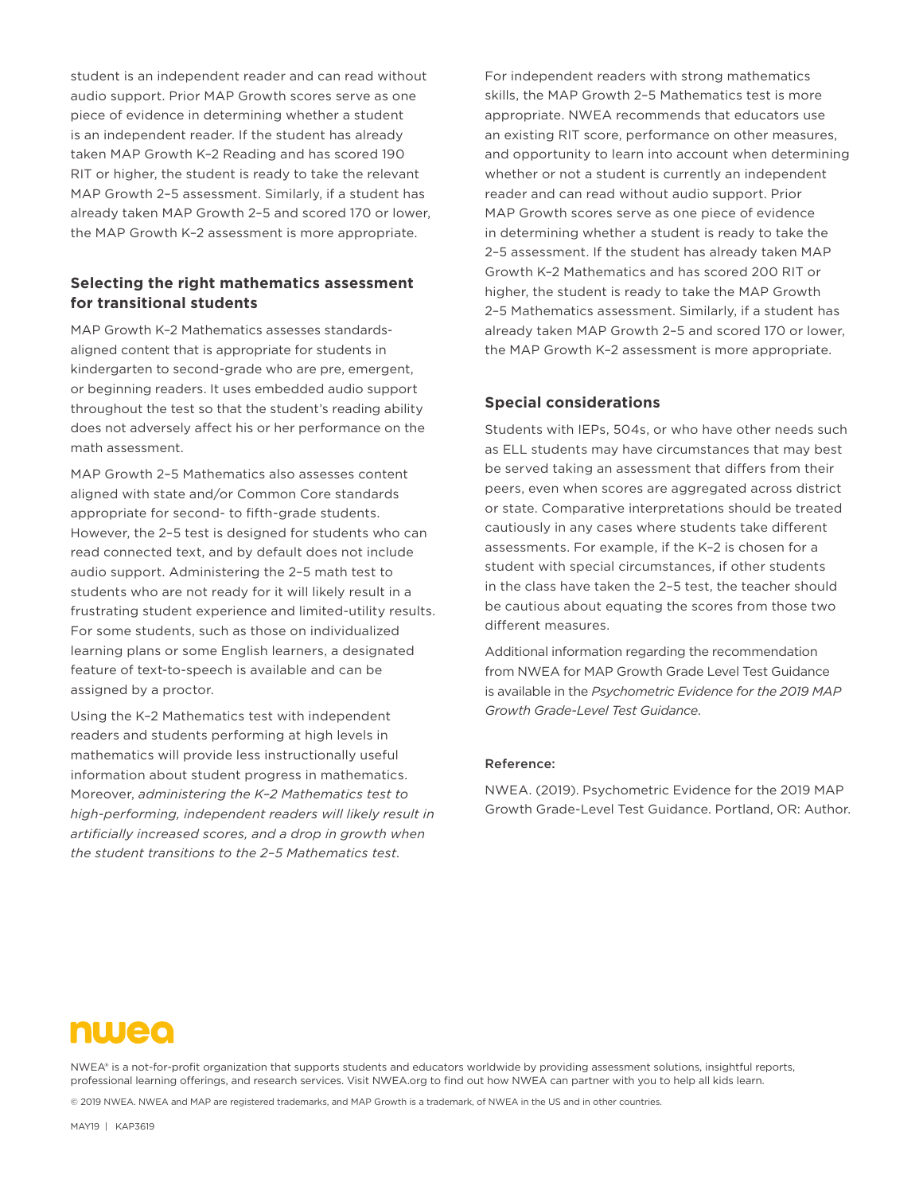student is an independent reader and can read without audio support. Prior MAP Growth scores serve as one piece of evidence in determining whether a student is an independent reader. If the student has already taken MAP Growth K–2 Reading and has scored 190 RIT or higher, the student is ready to take the relevant MAP Growth 2–5 assessment. Similarly, if a student has already taken MAP Growth 2–5 and scored 170 or lower, the MAP Growth K–2 assessment is more appropriate.

### Selecting the right mathematics assessment for transitional students

MAP Growth K–2 Mathematics assesses standards-aligned content that is appropriate for students in kindergarten to second-grade who are pre, emergent, or beginning readers. It uses embedded audio support throughout the test so that the student's reading ability does not adversely affect his or her performance on the math assessment.

MAP Growth 2–5 Mathematics also assesses content aligned with state and/or Common Core standards appropriate for second- to fifth-grade students. However, the 2–5 test is designed for students who can read connected text, and by default does not include audio support. Administering the 2–5 math test to students who are not ready for it will likely result in a frustrating student experience and limited-utility results. For some students, such as those on individualized learning plans or some English learners, a designated feature of text-to-speech is available and can be assigned by a proctor.

Using the K–2 Mathematics test with independent readers and students performing at high levels in mathematics will provide less instructionally useful information about student progress in mathematics. Moreover, *administering the K–2 Mathematics test to high-performing, independent readers will likely result in artificially increased scores, and a drop in growth when the student transitions to the 2–5 Mathematics test*.

For independent readers with strong mathematics skills, the MAP Growth 2–5 Mathematics test is more appropriate. NWEA recommends that educators use an existing RIT score, performance on other measures, and opportunity to learn into account when determining whether or not a student is currently an independent reader and can read without audio support. Prior MAP Growth scores serve as one piece of evidence in determining whether a student is ready to take the 2–5 assessment. If the student has already taken MAP Growth K–2 Mathematics and has scored 200 RIT or higher, the student is ready to take the MAP Growth 2–5 Mathematics assessment. Similarly, if a student has already taken MAP Growth 2–5 and scored 170 or lower, the MAP Growth K–2 assessment is more appropriate.

### Special considerations

Students with IEPs, 504s, or who have other needs such as ELL students may have circumstances that may best be served taking an assessment that differs from their peers, even when scores are aggregated across district or state. Comparative interpretations should be treated cautiously in any cases where students take different assessments. For example, if the K–2 is chosen for a student with special circumstances, if other students in the class have taken the 2–5 test, the teacher should be cautious about equating the scores from those two different measures.

Additional information regarding the recommendation from NWEA for MAP Growth Grade Level Test Guidance is available in the *Psychometric Evidence for the 2019 MAP Growth Grade-Level Test Guidance*.

**Reference:**

NWEA. (2019). Psychometric Evidence for the 2019 MAP Growth Grade-Level Test Guidance. Portland, OR: Author.

nwea

NWEA® is a not-for-profit organization that supports students and educators worldwide by providing assessment solutions, insightful reports, professional learning offerings, and research services. Visit NWEA.org to find out how NWEA can partner with you to help all kids learn.

© 2019 NWEA. NWEA and MAP are registered trademarks, and MAP Growth is a trademark, of NWEA in the US and in other countries.

MAY19 | KAP3619